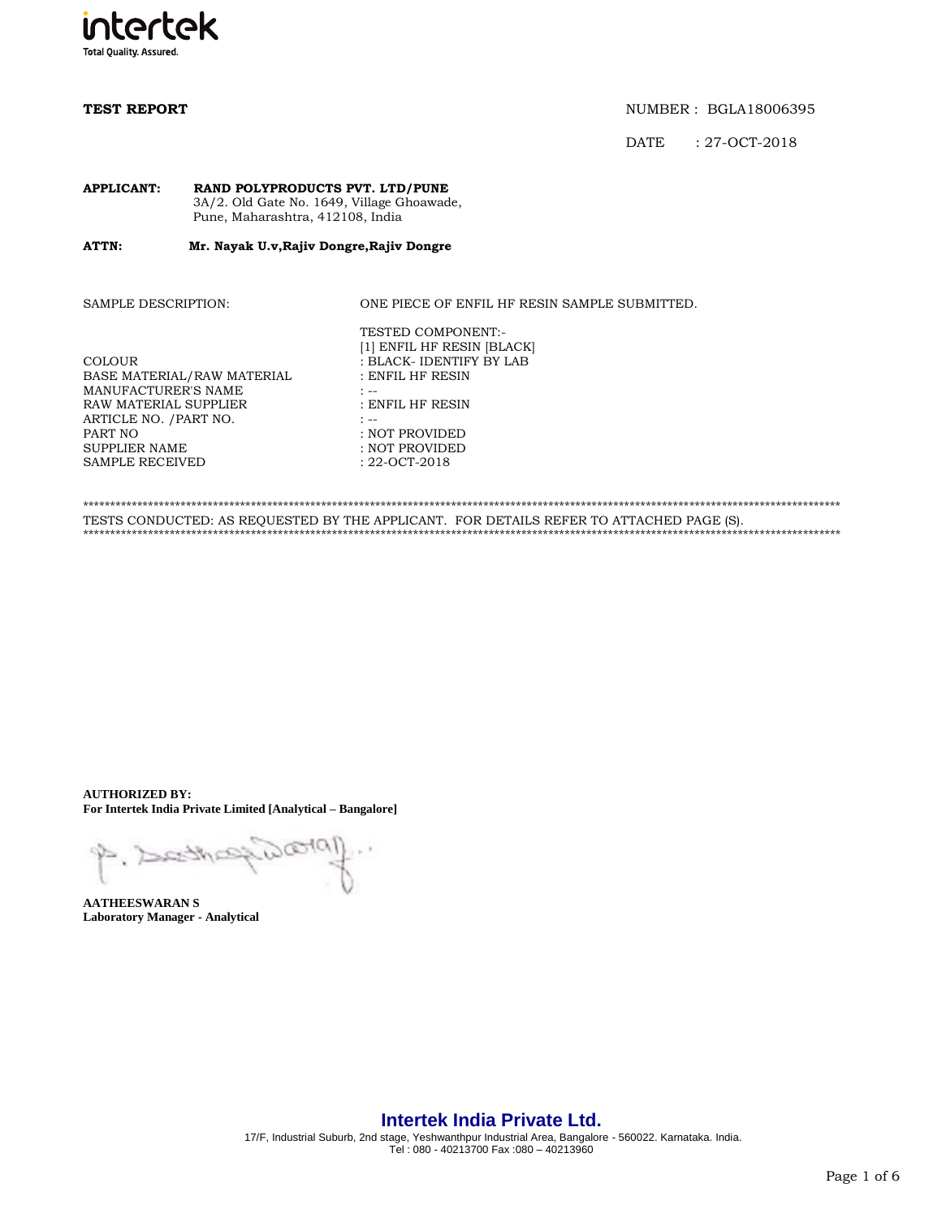intertek
Total Quality. Assured.

**TEST REPORT**

NUMBER : BGLA18006395

DATE : 27-OCT-2018

**APPLICANT:** **RAND POLYPRODUCTS PVT. LTD/PUNE**
3A/2. Old Gate No. 1649, Village Ghoawade,
Pune, Maharashtra, 412108, India

**ATTN:** **Mr. Nayak U.v,Rajiv Dongre,Rajiv Dongre**

SAMPLE DESCRIPTION: ONE PIECE OF ENFIL HF RESIN SAMPLE SUBMITTED.

TESTED COMPONENT:-
[1] ENFIL HF RESIN [BLACK]

| | |
|---|---|
| COLOUR | : BLACK- IDENTIFY BY LAB |
| BASE MATERIAL/RAW MATERIAL | : ENFIL HF RESIN |
| MANUFACTURER'S NAME | : -- |
| RAW MATERIAL SUPPLIER | : ENFIL HF RESIN |
| ARTICLE NO. /PART NO. | : -- |
| PART NO | : NOT PROVIDED |
| SUPPLIER NAME | : NOT PROVIDED |
| SAMPLE RECEIVED | : 22-OCT-2018 |

---

TESTS CONDUCTED: AS REQUESTED BY THE APPLICANT. FOR DETAILS REFER TO ATTACHED PAGE (S).

---

**AUTHORIZED BY:**
**For Intertek India Private Limited [Analytical – Bangalore]**

**AATHEESWARAN S**
**Laboratory Manager - Analytical**

**Intertek India Private Ltd.**
17/F, Industrial Suburb, 2nd stage, Yeshwanthpur Industrial Area, Bangalore - 560022. Karnataka. India.
Tel : 080 - 40213700 Fax :080 – 40213960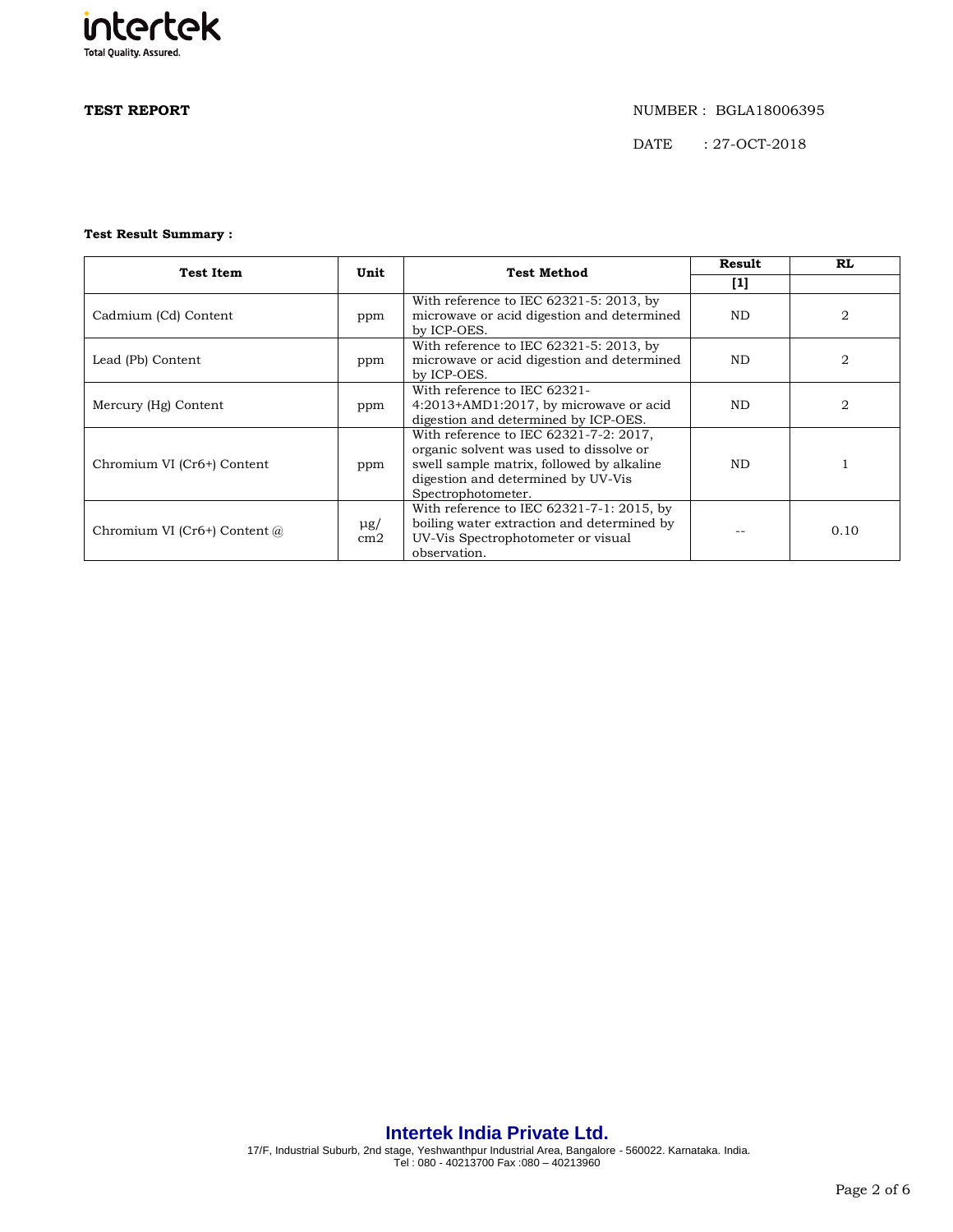**TEST REPORT**

NUMBER : BGLA18006395

DATE : 27-OCT-2018

**Test Result Summary :**

| Test Item | Unit | Test Method | Result [1] | RL |
|---|---|---|---|---|
| Cadmium (Cd) Content | ppm | With reference to IEC 62321-5: 2013, by microwave or acid digestion and determined by ICP-OES. | ND | 2 |
| Lead (Pb) Content | ppm | With reference to IEC 62321-5: 2013, by microwave or acid digestion and determined by ICP-OES. | ND | 2 |
| Mercury (Hg) Content | ppm | With reference to IEC 62321-4:2013+AMD1:2017, by microwave or acid digestion and determined by ICP-OES. | ND | 2 |
| Chromium VI (Cr6+) Content | ppm | With reference to IEC 62321-7-2: 2017, organic solvent was used to dissolve or swell sample matrix, followed by alkaline digestion and determined by UV-Vis Spectrophotometer. | ND | 1 |
| Chromium VI (Cr6+) Content @ | µg/cm2 | With reference to IEC 62321-7-1: 2015, by boiling water extraction and determined by UV-Vis Spectrophotometer or visual observation. | -- | 0.10 |

**Intertek India Private Ltd.**

17/F, Industrial Suburb, 2nd stage, Yeshwanthpur Industrial Area, Bangalore - 560022. Karnataka. India.
Tel : 080 - 40213700 Fax :080 – 40213960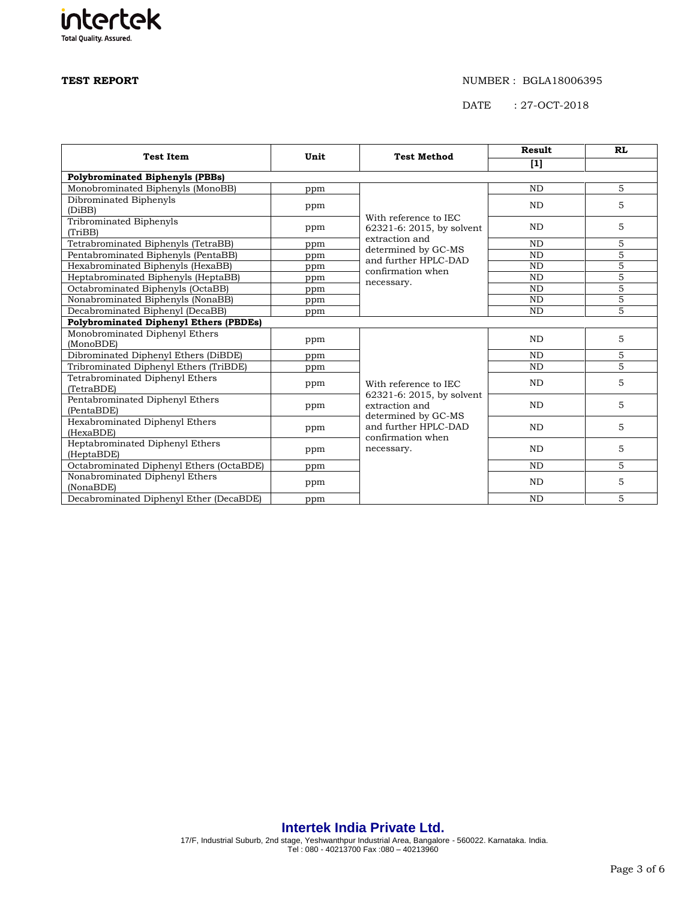**TEST REPORT**

NUMBER : BGLA18006395

DATE : 27-OCT-2018

| Test Item | Unit | Test Method | Result [1] | RL |
|---|---|---|---|---|
| **Polybrominated Biphenyls (PBBs)** | | | | |
| Monobrominated Biphenyls (MonoBB) | ppm | With reference to IEC 62321-6: 2015, by solvent extraction and determined by GC-MS and further HPLC-DAD confirmation when necessary. | ND | 5 |
| Dibrominated Biphenyls (DiBB) | ppm | | ND | 5 |
| Tribrominated Biphenyls (TriBB) | ppm | | ND | 5 |
| Tetrabrominated Biphenyls (TetraBB) | ppm | | ND | 5 |
| Pentabrominated Biphenyls (PentaBB) | ppm | | ND | 5 |
| Hexabrominated Biphenyls (HexaBB) | ppm | | ND | 5 |
| Heptabrominated Biphenyls (HeptaBB) | ppm | | ND | 5 |
| Octabrominated Biphenyls (OctaBB) | ppm | | ND | 5 |
| Nonabrominated Biphenyls (NonaBB) | ppm | | ND | 5 |
| Decabrominated Biphenyl (DecaBB) | ppm | | ND | 5 |
| **Polybrominated Diphenyl Ethers (PBDEs)** | | | | |
| Monobrominated Diphenyl Ethers (MonoBDE) | ppm | With reference to IEC 62321-6: 2015, by solvent extraction and determined by GC-MS and further HPLC-DAD confirmation when necessary. | ND | 5 |
| Dibrominated Diphenyl Ethers (DiBDE) | ppm | | ND | 5 |
| Tribrominated Diphenyl Ethers (TriBDE) | ppm | | ND | 5 |
| Tetrabrominated Diphenyl Ethers (TetraBDE) | ppm | | ND | 5 |
| Pentabrominated Diphenyl Ethers (PentaBDE) | ppm | | ND | 5 |
| Hexabrominated Diphenyl Ethers (HexaBDE) | ppm | | ND | 5 |
| Heptabrominated Diphenyl Ethers (HeptaBDE) | ppm | | ND | 5 |
| Octabrominated Diphenyl Ethers (OctaBDE) | ppm | | ND | 5 |
| Nonabrominated Diphenyl Ethers (NonaBDE) | ppm | | ND | 5 |
| Decabrominated Diphenyl Ether (DecaBDE) | ppm | | ND | 5 |

**Intertek India Private Ltd.**

17/F, Industrial Suburb, 2nd stage, Yeshwanthpur Industrial Area, Bangalore - 560022. Karnataka. India.
Tel : 080 - 40213700 Fax :080 – 40213960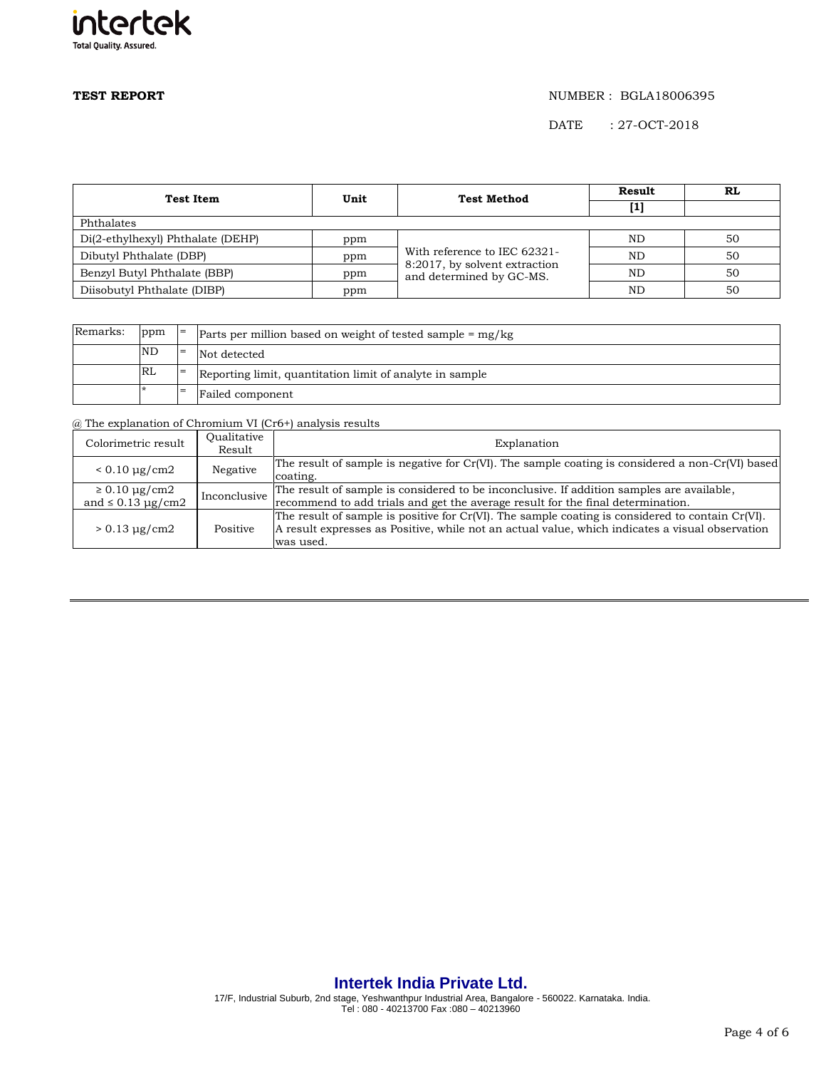**TEST REPORT**

NUMBER : BGLA18006395

DATE : 27-OCT-2018

| Test Item | Unit | Test Method | Result [1] | RL |
|---|---|---|---|---|
| Phthalates | | | | |
| Di(2-ethylhexyl) Phthalate (DEHP) | ppm | With reference to IEC 62321-8:2017, by solvent extraction and determined by GC-MS. | ND | 50 |
| Dibutyl Phthalate (DBP) | ppm | | ND | 50 |
| Benzyl Butyl Phthalate (BBP) | ppm | | ND | 50 |
| Diisobutyl Phthalate (DIBP) | ppm | | ND | 50 |

| Remarks: | ppm | = | Parts per million based on weight of tested sample = mg/kg |
|---|---|---|---|
| | ND | = | Not detected |
| | RL | = | Reporting limit, quantitation limit of analyte in sample |
| | * | = | Failed component |

@ The explanation of Chromium VI ($Cr^{6+}$) analysis results

| Colorimetric result | Qualitative Result | Explanation |
|---|---|---|
| < 0.10 µg/cm2 | Negative | The result of sample is negative for Cr(VI). The sample coating is considered a non-Cr(VI) based coating. |
| ≥ 0.10 µg/cm2 and ≤ 0.13 µg/cm2 | Inconclusive | The result of sample is considered to be inconclusive. If addition samples are available, recommend to add trials and get the average result for the final determination. |
| > 0.13 µg/cm2 | Positive | The result of sample is positive for Cr(VI). The sample coating is considered to contain Cr(VI). A result expresses as Positive, while not an actual value, which indicates a visual observation was used. |

**Intertek India Private Ltd.**

17/F, Industrial Suburb, 2nd stage, Yeshwanthpur Industrial Area, Bangalore - 560022. Karnataka. India.
Tel : 080 - 40213700 Fax :080 – 40213960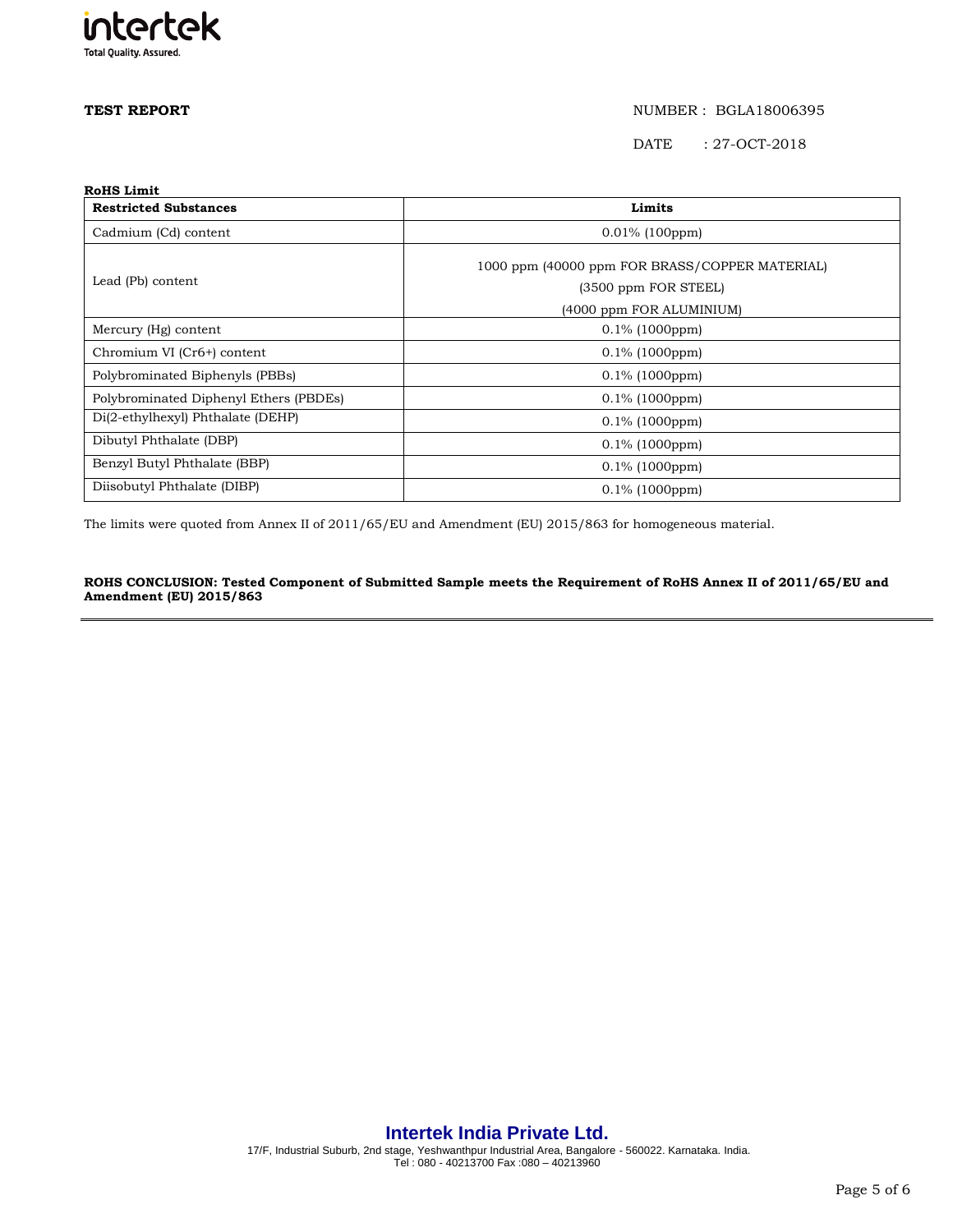**TEST REPORT**

NUMBER : BGLA18006395

DATE : 27-OCT-2018

**RoHS Limit**

| **Restricted Substances** | **Limits** |
| --- | --- |
| Cadmium (Cd) content | 0.01% (100ppm) |
| Lead (Pb) content | 1000 ppm (40000 ppm FOR BRASS/COPPER MATERIAL) (3500 ppm FOR STEEL) (4000 ppm FOR ALUMINIUM) |
| Mercury (Hg) content | 0.1% (1000ppm) |
| Chromium VI (Cr6+) content | 0.1% (1000ppm) |
| Polybrominated Biphenyls (PBBs) | 0.1% (1000ppm) |
| Polybrominated Diphenyl Ethers (PBDEs) | 0.1% (1000ppm) |
| Di(2-ethylhexyl) Phthalate (DEHP) | 0.1% (1000ppm) |
| Dibutyl Phthalate (DBP) | 0.1% (1000ppm) |
| Benzyl Butyl Phthalate (BBP) | 0.1% (1000ppm) |
| Diisobutyl Phthalate (DIBP) | 0.1% (1000ppm) |

The limits were quoted from Annex II of 2011/65/EU and Amendment (EU) 2015/863 for homogeneous material.

**ROHS CONCLUSION: Tested Component of Submitted Sample meets the Requirement of RoHS Annex II of 2011/65/EU and Amendment (EU) 2015/863**

**Intertek India Private Ltd.**

17/F, Industrial Suburb, 2nd stage, Yeshwanthpur Industrial Area, Bangalore - 560022. Karnataka. India.
Tel : 080 - 40213700 Fax :080 – 40213960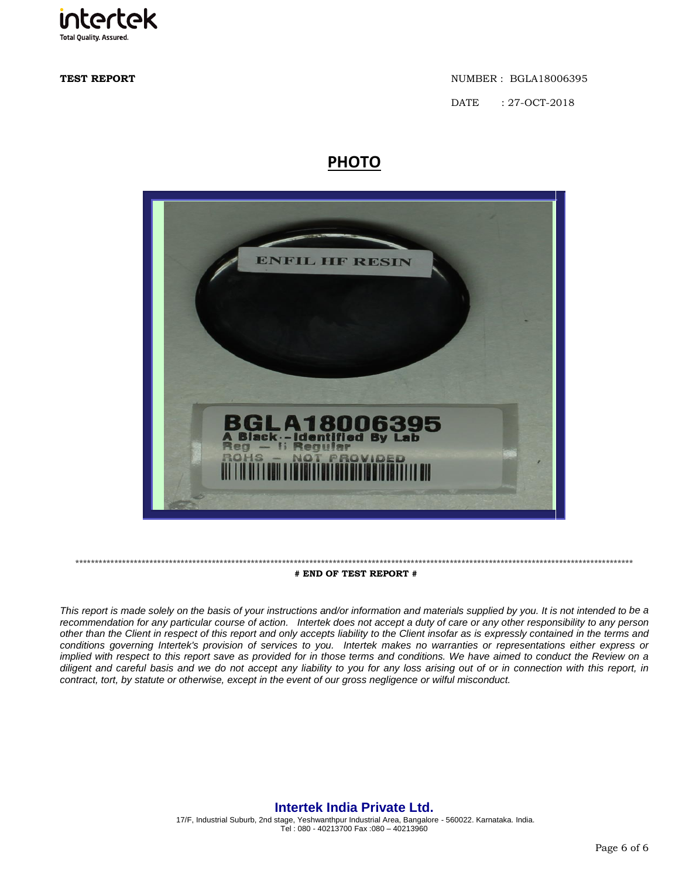**TEST REPORT**

NUMBER : BGLA18006395

DATE : 27-OCT-2018

## PHOTO

****************************************************************************************************************************************

**# END OF TEST REPORT #**

*This report is made solely on the basis of your instructions and/or information and materials supplied by you. It is not intended to be a recommendation for any particular course of action. Intertek does not accept a duty of care or any other responsibility to any person other than the Client in respect of this report and only accepts liability to the Client insofar as is expressly contained in the terms and conditions governing Intertek's provision of services to you. Intertek makes no warranties or representations either express or implied with respect to this report save as provided for in those terms and conditions. We have aimed to conduct the Review on a diligent and careful basis and we do not accept any liability to you for any loss arising out of or in connection with this report, in contract, tort, by statute or otherwise, except in the event of our gross negligence or wilful misconduct.*

**Intertek India Private Ltd.**
17/F, Industrial Suburb, 2nd stage, Yeshwanthpur Industrial Area, Bangalore - 560022. Karnataka. India.
Tel : 080 - 40213700 Fax :080 – 40213960